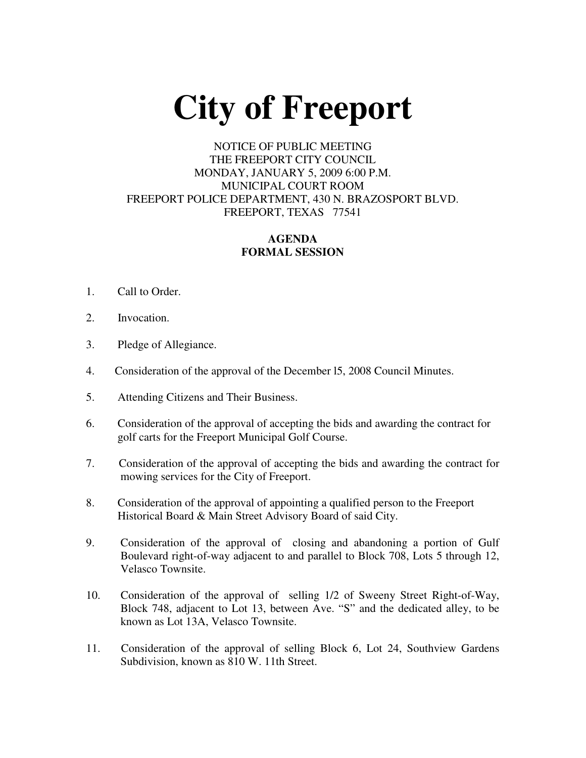# City of Freeport

NOTICE OF PUBLIC MEETING
THE FREEPORT CITY COUNCIL
MONDAY, JANUARY 5, 2009 6:00 P.M.
MUNICIPAL COURT ROOM
FREEPORT POLICE DEPARTMENT, 430 N. BRAZOSPORT BLVD.
FREEPORT, TEXAS 77541

**AGENDA**
**FORMAL SESSION**

1. Call to Order.

2. Invocation.

3. Pledge of Allegiance.

4. Consideration of the approval of the December l5, 2008 Council Minutes.

5. Attending Citizens and Their Business.

6. Consideration of the approval of accepting the bids and awarding the contract for golf carts for the Freeport Municipal Golf Course.

7. Consideration of the approval of accepting the bids and awarding the contract for mowing services for the City of Freeport.

8. Consideration of the approval of appointing a qualified person to the Freeport Historical Board & Main Street Advisory Board of said City.

9. Consideration of the approval of closing and abandoning a portion of Gulf Boulevard right-of-way adjacent to and parallel to Block 708, Lots 5 through 12, Velasco Townsite.

10. Consideration of the approval of selling 1/2 of Sweeny Street Right-of-Way, Block 748, adjacent to Lot 13, between Ave. "S" and the dedicated alley, to be known as Lot 13A, Velasco Townsite.

11. Consideration of the approval of selling Block 6, Lot 24, Southview Gardens Subdivision, known as 810 W. 11th Street.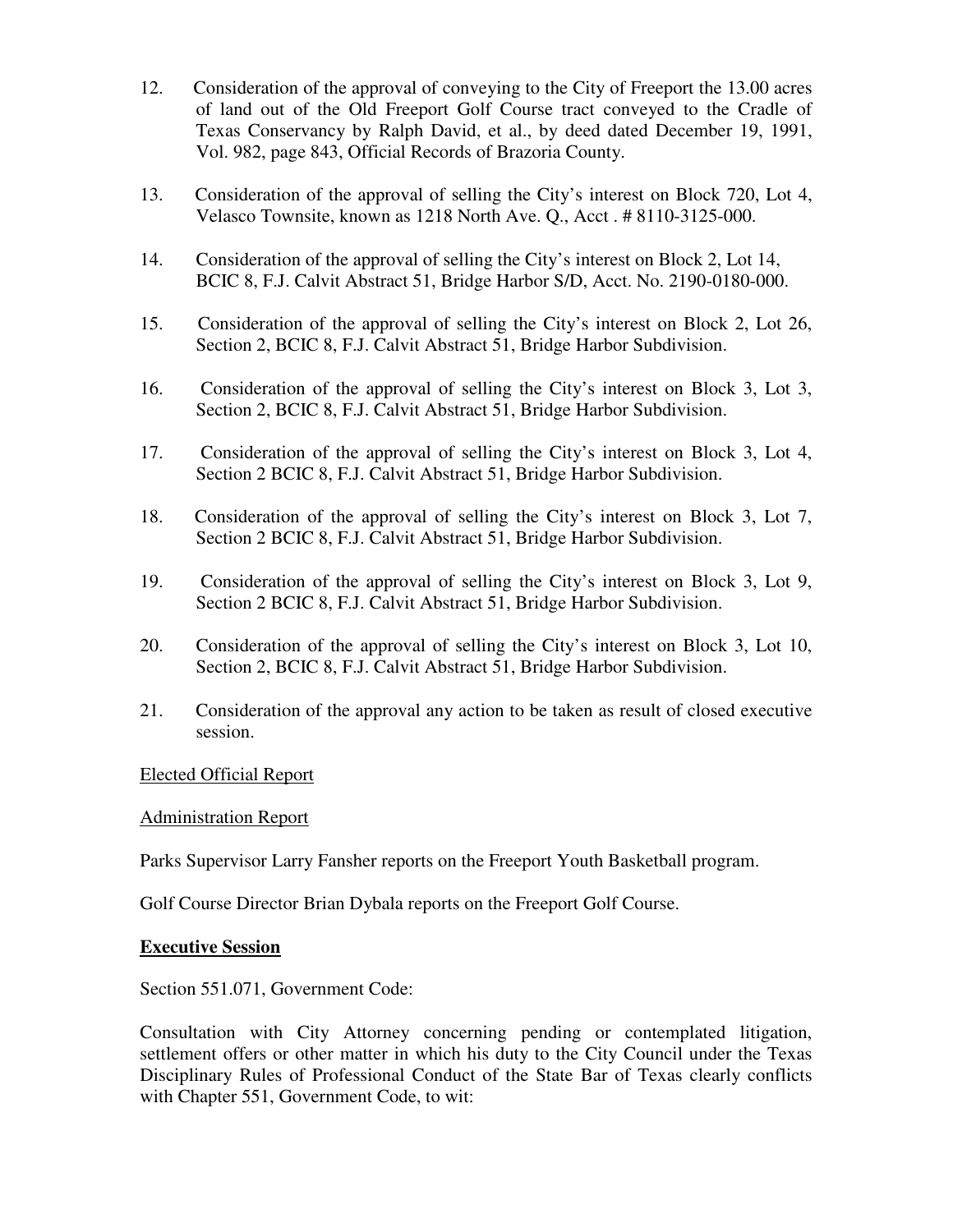12. Consideration of the approval of conveying to the City of Freeport the 13.00 acres of land out of the Old Freeport Golf Course tract conveyed to the Cradle of Texas Conservancy by Ralph David, et al., by deed dated December 19, 1991, Vol. 982, page 843, Official Records of Brazoria County.

13. Consideration of the approval of selling the City's interest on Block 720, Lot 4, Velasco Townsite, known as 1218 North Ave. Q., Acct . # 8110-3125-000.

14. Consideration of the approval of selling the City's interest on Block 2, Lot 14, BCIC 8, F.J. Calvit Abstract 51, Bridge Harbor S/D, Acct. No. 2190-0180-000.

15. Consideration of the approval of selling the City's interest on Block 2, Lot 26, Section 2, BCIC 8, F.J. Calvit Abstract 51, Bridge Harbor Subdivision.

16. Consideration of the approval of selling the City's interest on Block 3, Lot 3, Section 2, BCIC 8, F.J. Calvit Abstract 51, Bridge Harbor Subdivision.

17. Consideration of the approval of selling the City's interest on Block 3, Lot 4, Section 2 BCIC 8, F.J. Calvit Abstract 51, Bridge Harbor Subdivision.

18. Consideration of the approval of selling the City's interest on Block 3, Lot 7, Section 2 BCIC 8, F.J. Calvit Abstract 51, Bridge Harbor Subdivision.

19. Consideration of the approval of selling the City's interest on Block 3, Lot 9, Section 2 BCIC 8, F.J. Calvit Abstract 51, Bridge Harbor Subdivision.

20. Consideration of the approval of selling the City's interest on Block 3, Lot 10, Section 2, BCIC 8, F.J. Calvit Abstract 51, Bridge Harbor Subdivision.

21. Consideration of the approval any action to be taken as result of closed executive session.

Elected Official Report

Administration Report

Parks Supervisor Larry Fansher reports on the Freeport Youth Basketball program.

Golf Course Director Brian Dybala reports on the Freeport Golf Course.

**Executive Session**

Section 551.071, Government Code:

Consultation with City Attorney concerning pending or contemplated litigation, settlement offers or other matter in which his duty to the City Council under the Texas Disciplinary Rules of Professional Conduct of the State Bar of Texas clearly conflicts with Chapter 551, Government Code, to wit: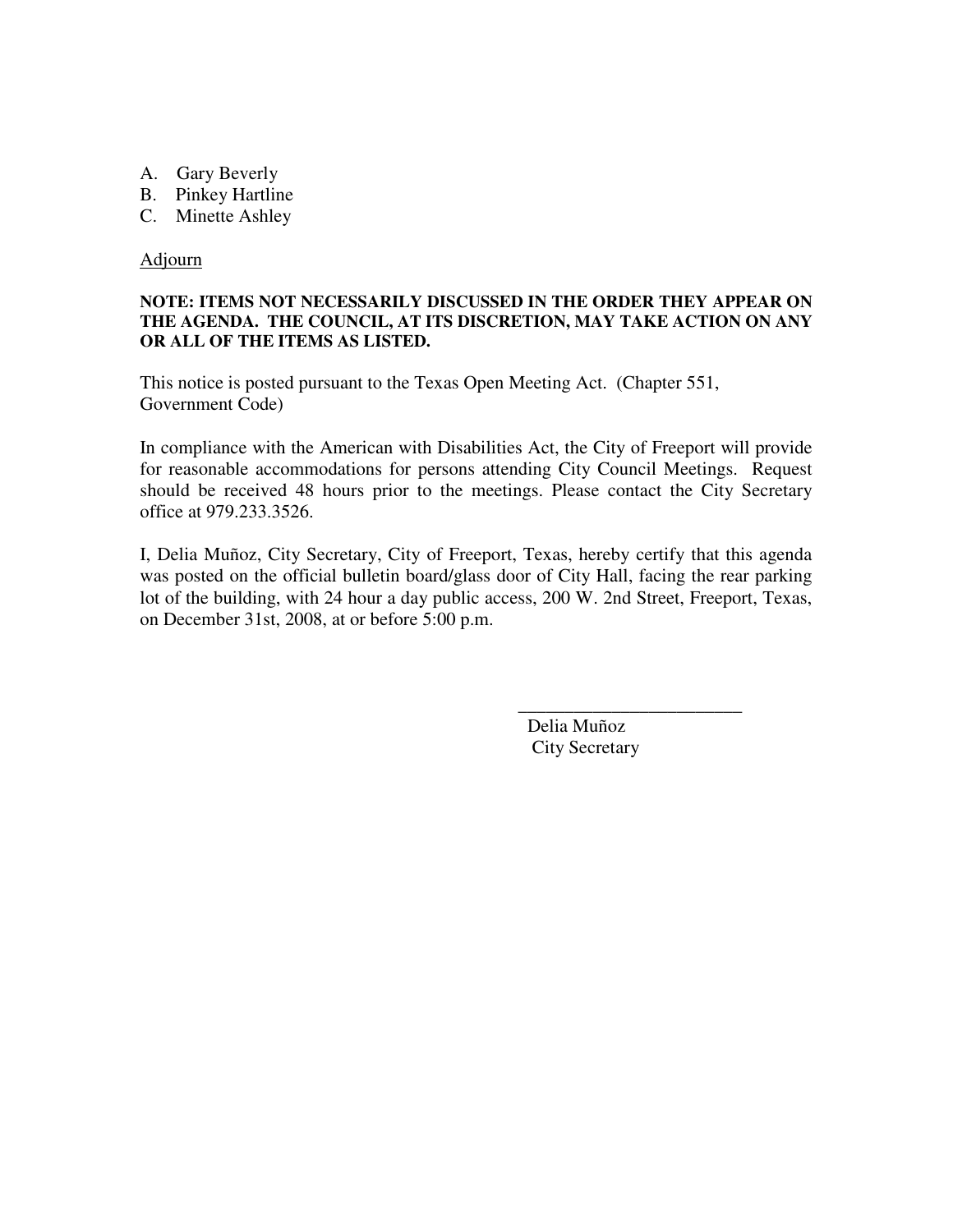A. Gary Beverly
B. Pinkey Hartline
C. Minette Ashley

<u>Adjourn</u>

**NOTE: ITEMS NOT NECESSARILY DISCUSSED IN THE ORDER THEY APPEAR ON THE AGENDA. THE COUNCIL, AT ITS DISCRETION, MAY TAKE ACTION ON ANY OR ALL OF THE ITEMS AS LISTED.**

This notice is posted pursuant to the Texas Open Meeting Act. (Chapter 551, Government Code)

In compliance with the American with Disabilities Act, the City of Freeport will provide for reasonable accommodations for persons attending City Council Meetings. Request should be received 48 hours prior to the meetings. Please contact the City Secretary office at 979.233.3526.

I, Delia Muñoz, City Secretary, City of Freeport, Texas, hereby certify that this agenda was posted on the official bulletin board/glass door of City Hall, facing the rear parking lot of the building, with 24 hour a day public access, 200 W. 2nd Street, Freeport, Texas, on December 31st, 2008, at or before 5:00 p.m.

\_\_\_\_\_\_\_\_\_\_\_\_\_\_\_\_\_\_\_\_\_\_\_\_\_

Delia Muñoz
City Secretary